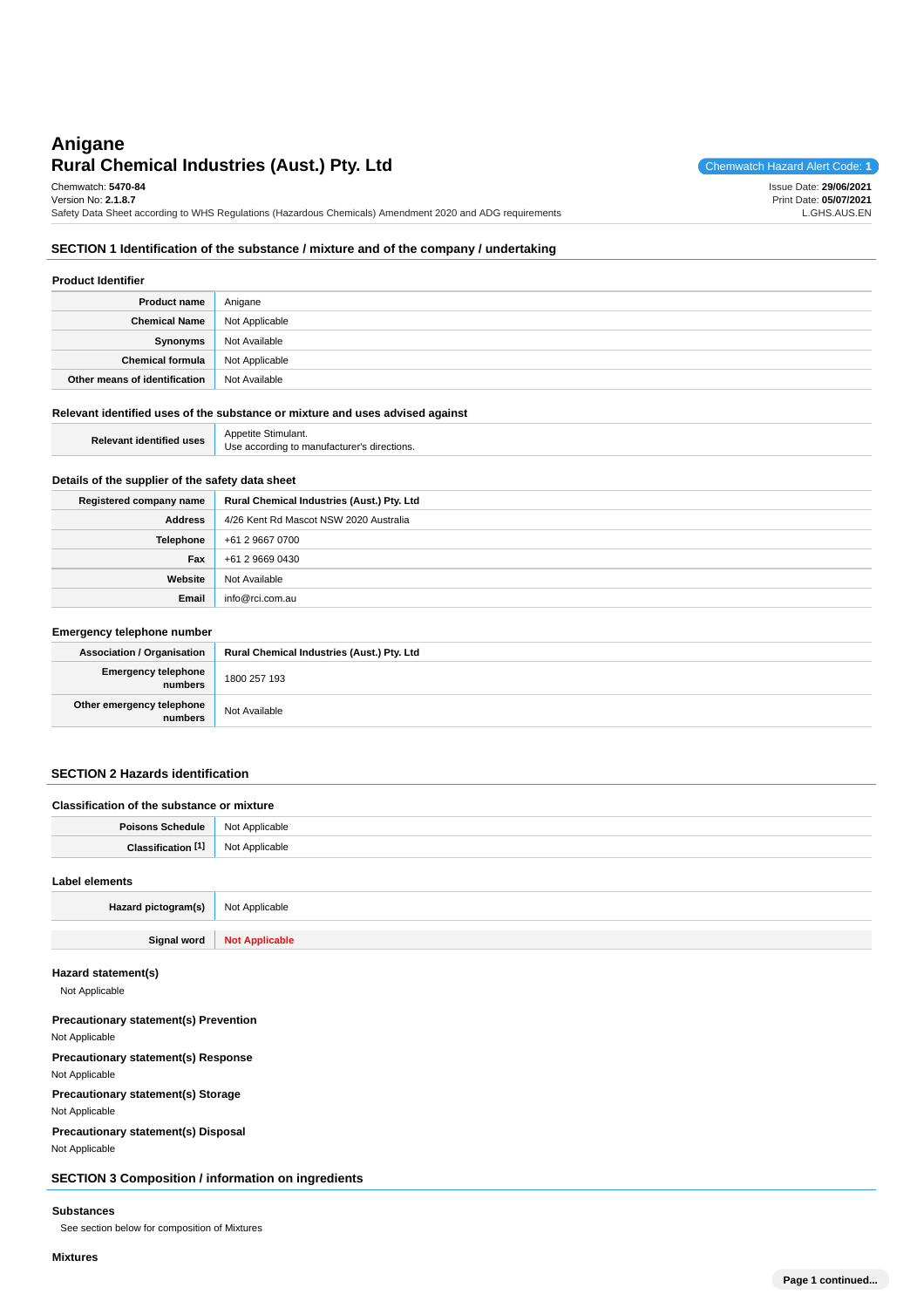# Anigane

## Rural Chemical Industries (Aust.) Pty. Ltd

Chemwatch Hazard Alert Code: **1**

Chemwatch: **5470-84**
Version No: **2.1.8.7**
Safety Data Sheet according to WHS Regulations (Hazardous Chemicals) Amendment 2020 and ADG requirements

Issue Date: **29/06/2021**
Print Date: **05/07/2021**
L.GHS.AUS.EN

## SECTION 1 Identification of the substance / mixture and of the company / undertaking

### Product Identifier

| | |
|---|---|
| **Product name** | Anigane |
| **Chemical Name** | Not Applicable |
| **Synonyms** | Not Available |
| **Chemical formula** | Not Applicable |
| **Other means of identification** | Not Available |

### Relevant identified uses of the substance or mixture and uses advised against

| | |
|---|---|
| **Relevant identified uses** | Appetite Stimulant.<br>Use according to manufacturer's directions. |

### Details of the supplier of the safety data sheet

| | |
|---|---|
| **Registered company name** | **Rural Chemical Industries (Aust.) Pty. Ltd** |
| **Address** | 4/26 Kent Rd Mascot NSW 2020 Australia |
| **Telephone** | +61 2 9667 0700 |
| **Fax** | +61 2 9669 0430 |
| **Website** | Not Available |
| **Email** | info@rci.com.au |

### Emergency telephone number

| | |
|---|---|
| **Association / Organisation** | **Rural Chemical Industries (Aust.) Pty. Ltd** |
| **Emergency telephone numbers** | 1800 257 193 |
| **Other emergency telephone numbers** | Not Available |

## SECTION 2 Hazards identification

### Classification of the substance or mixture

| | |
|---|---|
| **Poisons Schedule** | Not Applicable |
| **Classification [1]** | Not Applicable |

### Label elements

| | |
|---|---|
| **Hazard pictogram(s)** | Not Applicable |
| **Signal word** | **Not Applicable** |

### Hazard statement(s)

Not Applicable

### Precautionary statement(s) Prevention

Not Applicable

### Precautionary statement(s) Response

Not Applicable

### Precautionary statement(s) Storage

Not Applicable

### Precautionary statement(s) Disposal

Not Applicable

## SECTION 3 Composition / information on ingredients

### Substances

See section below for composition of Mixtures

### Mixtures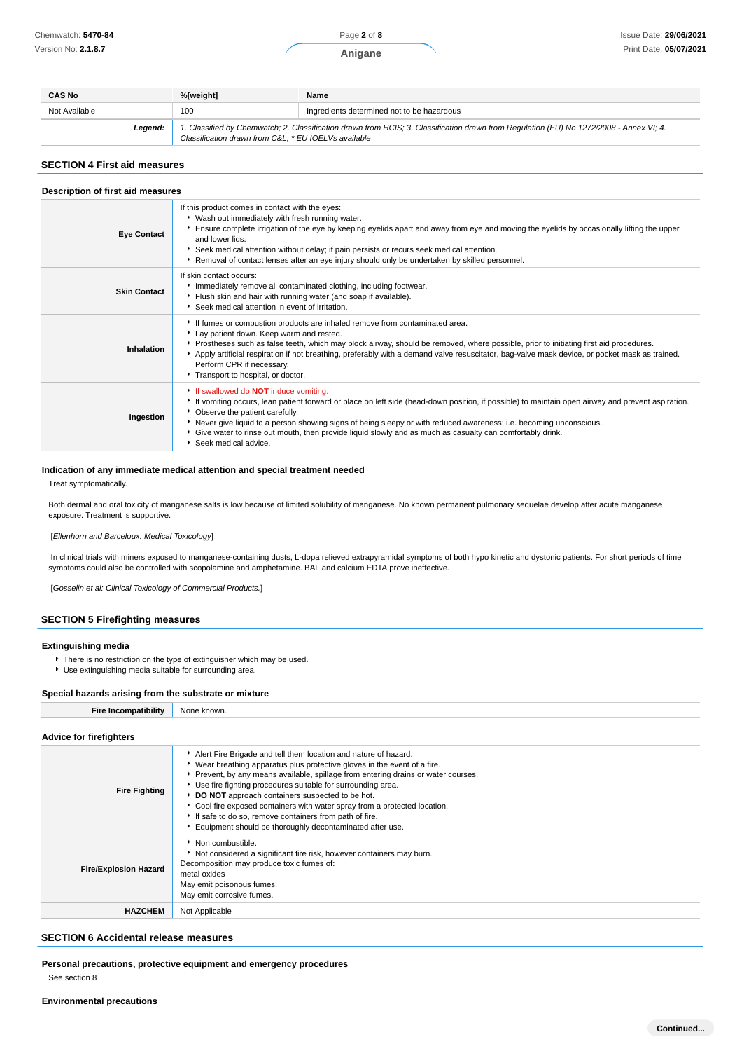| CAS No | %[weight] | Name |
| --- | --- | --- |
| Not Available | 100 | Ingredients determined not to be hazardous |
| **Legend:** | *1. Classified by Chemwatch; 2. Classification drawn from HCIS; 3. Classification drawn from Regulation (EU) No 1272/2008 - Annex VI; 4. Classification drawn from C&L; * EU IOELVs available* | |

## SECTION 4 First aid measures

### Description of first aid measures

| | |
| --- | --- |
| **Eye Contact** | If this product comes in contact with the eyes:<br>▸ Wash out immediately with fresh running water.<br>▸ Ensure complete irrigation of the eye by keeping eyelids apart and away from eye and moving the eyelids by occasionally lifting the upper and lower lids.<br>▸ Seek medical attention without delay; if pain persists or recurs seek medical attention.<br>▸ Removal of contact lenses after an eye injury should only be undertaken by skilled personnel. |
| **Skin Contact** | If skin contact occurs:<br>▸ Immediately remove all contaminated clothing, including footwear.<br>▸ Flush skin and hair with running water (and soap if available).<br>▸ Seek medical attention in event of irritation. |
| **Inhalation** | ▸ If fumes or combustion products are inhaled remove from contaminated area.<br>▸ Lay patient down. Keep warm and rested.<br>▸ Prostheses such as false teeth, which may block airway, should be removed, where possible, prior to initiating first aid procedures.<br>▸ Apply artificial respiration if not breathing, preferably with a demand valve resuscitator, bag-valve mask device, or pocket mask as trained. Perform CPR if necessary.<br>▸ Transport to hospital, or doctor. |
| **Ingestion** | ▸ If swallowed do **NOT** induce vomiting.<br>▸ If vomiting occurs, lean patient forward or place on left side (head-down position, if possible) to maintain open airway and prevent aspiration.<br>▸ Observe the patient carefully.<br>▸ Never give liquid to a person showing signs of being sleepy or with reduced awareness; i.e. becoming unconscious.<br>▸ Give water to rinse out mouth, then provide liquid slowly and as much as casualty can comfortably drink.<br>▸ Seek medical advice. |

### Indication of any immediate medical attention and special treatment needed

Treat symptomatically.

Both dermal and oral toxicity of manganese salts is low because of limited solubility of manganese. No known permanent pulmonary sequelae develop after acute manganese exposure. Treatment is supportive.

[*Ellenhorn and Barceloux: Medical Toxicology*]

In clinical trials with miners exposed to manganese-containing dusts, L-dopa relieved extrapyramidal symptoms of both hypo kinetic and dystonic patients. For short periods of time symptoms could also be controlled with scopolamine and amphetamine. BAL and calcium EDTA prove ineffective.

[*Gosselin et al: Clinical Toxicology of Commercial Products.*]

## SECTION 5 Firefighting measures

### Extinguishing media

- There is no restriction on the type of extinguisher which may be used.
- Use extinguishing media suitable for surrounding area.

### Special hazards arising from the substrate or mixture

| | |
| --- | --- |
| **Fire Incompatibility** | None known. |

### Advice for firefighters

| | |
| --- | --- |
| **Fire Fighting** | ▸ Alert Fire Brigade and tell them location and nature of hazard.<br>▸ Wear breathing apparatus plus protective gloves in the event of a fire.<br>▸ Prevent, by any means available, spillage from entering drains or water courses.<br>▸ Use fire fighting procedures suitable for surrounding area.<br>▸ **DO NOT** approach containers suspected to be hot.<br>▸ Cool fire exposed containers with water spray from a protected location.<br>▸ If safe to do so, remove containers from path of fire.<br>▸ Equipment should be thoroughly decontaminated after use. |
| **Fire/Explosion Hazard** | ▸ Non combustible.<br>▸ Not considered a significant fire risk, however containers may burn.<br>Decomposition may produce toxic fumes of:<br>metal oxides<br>May emit poisonous fumes.<br>May emit corrosive fumes. |
| **HAZCHEM** | Not Applicable |

## SECTION 6 Accidental release measures

### Personal precautions, protective equipment and emergency procedures

See section 8

### Environmental precautions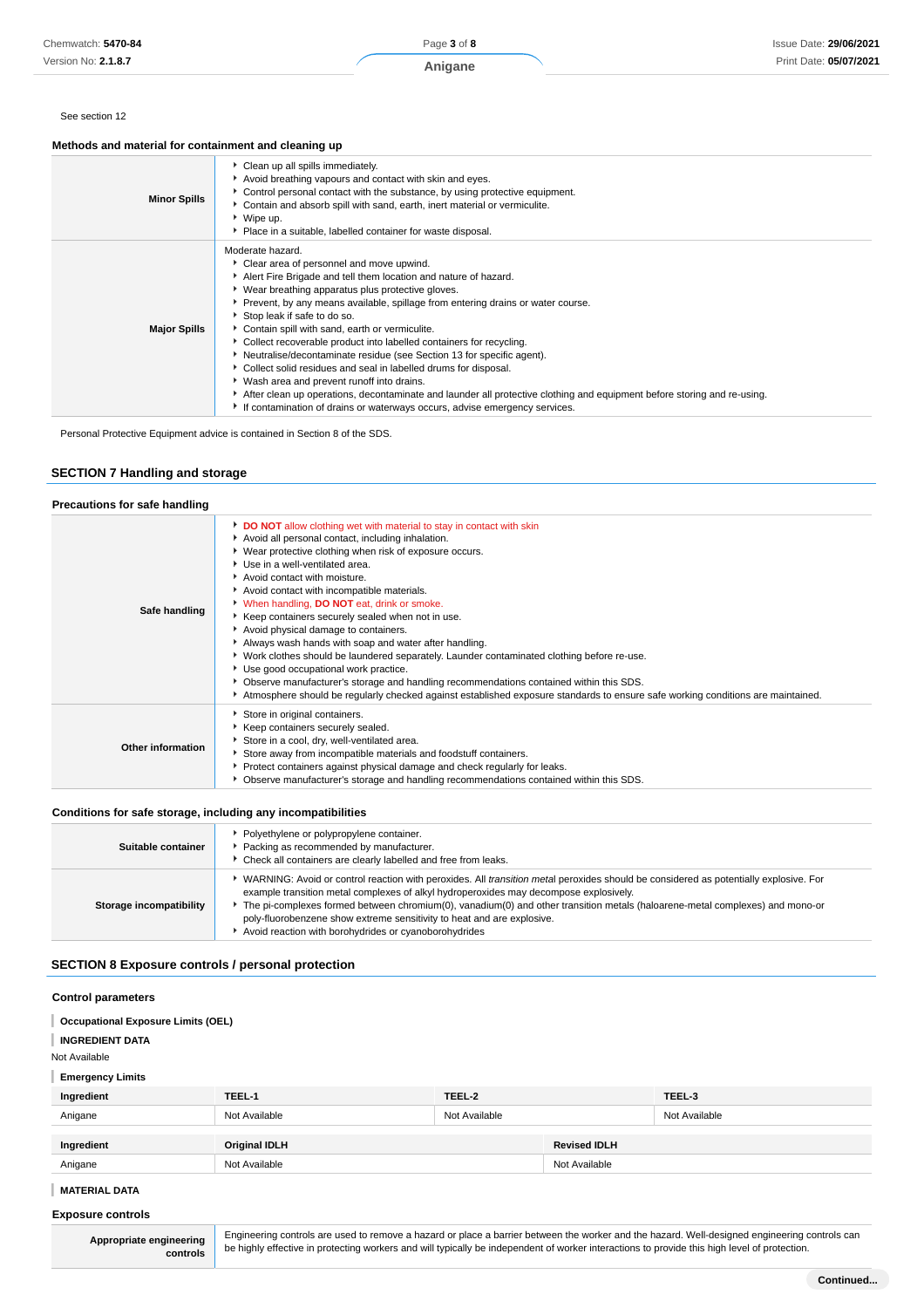See section 12

### Methods and material for containment and cleaning up

| | |
|---|---|
| **Minor Spills** | - Clean up all spills immediately.<br>- Avoid breathing vapours and contact with skin and eyes.<br>- Control personal contact with the substance, by using protective equipment.<br>- Contain and absorb spill with sand, earth, inert material or vermiculite.<br>- Wipe up.<br>- Place in a suitable, labelled container for waste disposal. |
| **Major Spills** | Moderate hazard.<br>- Clear area of personnel and move upwind.<br>- Alert Fire Brigade and tell them location and nature of hazard.<br>- Wear breathing apparatus plus protective gloves.<br>- Prevent, by any means available, spillage from entering drains or water course.<br>- Stop leak if safe to do so.<br>- Contain spill with sand, earth or vermiculite.<br>- Collect recoverable product into labelled containers for recycling.<br>- Neutralise/decontaminate residue (see Section 13 for specific agent).<br>- Collect solid residues and seal in labelled drums for disposal.<br>- Wash area and prevent runoff into drains.<br>- After clean up operations, decontaminate and launder all protective clothing and equipment before storing and re-using.<br>- If contamination of drains or waterways occurs, advise emergency services. |

Personal Protective Equipment advice is contained in Section 8 of the SDS.

## SECTION 7 Handling and storage

### Precautions for safe handling

| | |
|---|---|
| **Safe handling** | - **DO NOT** allow clothing wet with material to stay in contact with skin<br>- Avoid all personal contact, including inhalation.<br>- Wear protective clothing when risk of exposure occurs.<br>- Use in a well-ventilated area.<br>- Avoid contact with moisture.<br>- Avoid contact with incompatible materials.<br>- When handling, **DO NOT** eat, drink or smoke.<br>- Keep containers securely sealed when not in use.<br>- Avoid physical damage to containers.<br>- Always wash hands with soap and water after handling.<br>- Work clothes should be laundered separately. Launder contaminated clothing before re-use.<br>- Use good occupational work practice.<br>- Observe manufacturer's storage and handling recommendations contained within this SDS.<br>- Atmosphere should be regularly checked against established exposure standards to ensure safe working conditions are maintained. |
| **Other information** | - Store in original containers.<br>- Keep containers securely sealed.<br>- Store in a cool, dry, well-ventilated area.<br>- Store away from incompatible materials and foodstuff containers.<br>- Protect containers against physical damage and check regularly for leaks.<br>- Observe manufacturer's storage and handling recommendations contained within this SDS. |

### Conditions for safe storage, including any incompatibilities

| | |
|---|---|
| **Suitable container** | - Polyethylene or polypropylene container.<br>- Packing as recommended by manufacturer.<br>- Check all containers are clearly labelled and free from leaks. |
| **Storage incompatibility** | - WARNING: Avoid or control reaction with peroxides. All *transition metal* peroxides should be considered as potentially explosive. For example transition metal complexes of alkyl hydroperoxides may decompose explosively.<br>- The pi-complexes formed between chromium(0), vanadium(0) and other transition metals (haloarene-metal complexes) and mono-or poly-fluorobenzene show extreme sensitivity to heat and are explosive.<br>- Avoid reaction with borohydrides or cyanoborohydrides |

## SECTION 8 Exposure controls / personal protection

### Control parameters

**Occupational Exposure Limits (OEL)**

**INGREDIENT DATA**

Not Available

**Emergency Limits**

| Ingredient | TEEL-1 | TEEL-2 | TEEL-3 |
|---|---|---|---|
| Anigane | Not Available | Not Available | Not Available |

| Ingredient | Original IDLH | Revised IDLH |
|---|---|---|
| Anigane | Not Available | Not Available |

**MATERIAL DATA**

### Exposure controls

| | |
|---|---|
| **Appropriate engineering controls** | Engineering controls are used to remove a hazard or place a barrier between the worker and the hazard. Well-designed engineering controls can be highly effective in protecting workers and will typically be independent of worker interactions to provide this high level of protection. |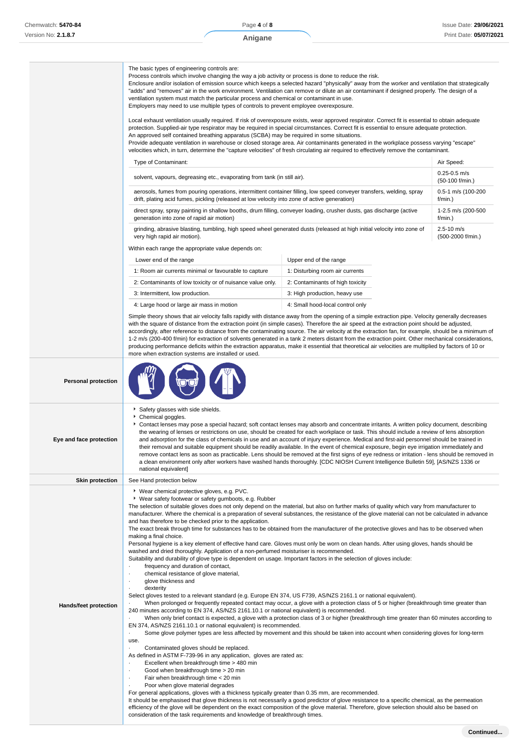The basic types of engineering controls are:
Process controls which involve changing the way a job activity or process is done to reduce the risk.
Enclosure and/or isolation of emission source which keeps a selected hazard "physically" away from the worker and ventilation that strategically "adds" and "removes" air in the work environment. Ventilation can remove or dilute an air contaminant if designed properly. The design of a ventilation system must match the particular process and chemical or contaminant in use.
Employers may need to use multiple types of controls to prevent employee overexposure.

Local exhaust ventilation usually required. If risk of overexposure exists, wear approved respirator. Correct fit is essential to obtain adequate protection. Supplied-air type respirator may be required in special circumstances. Correct fit is essential to ensure adequate protection.
An approved self contained breathing apparatus (SCBA) may be required in some situations.
Provide adequate ventilation in warehouse or closed storage area. Air contaminants generated in the workplace possess varying "escape" velocities which, in turn, determine the "capture velocities" of fresh circulating air required to effectively remove the contaminant.

| Type of Contaminant: | Air Speed: |
|---|---|
| solvent, vapours, degreasing etc., evaporating from tank (in still air). | 0.25-0.5 m/s (50-100 f/min.) |
| aerosols, fumes from pouring operations, intermittent container filling, low speed conveyer transfers, welding, spray drift, plating acid fumes, pickling (released at low velocity into zone of active generation) | 0.5-1 m/s (100-200 f/min.) |
| direct spray, spray painting in shallow booths, drum filling, conveyer loading, crusher dusts, gas discharge (active generation into zone of rapid air motion) | 1-2.5 m/s (200-500 f/min.) |
| grinding, abrasive blasting, tumbling, high speed wheel generated dusts (released at high initial velocity into zone of very high rapid air motion). | 2.5-10 m/s (500-2000 f/min.) |

Within each range the appropriate value depends on:

| Lower end of the range | Upper end of the range |
|---|---|
| 1: Room air currents minimal or favourable to capture | 1: Disturbing room air currents |
| 2: Contaminants of low toxicity or of nuisance value only. | 2: Contaminants of high toxicity |
| 3: Intermittent, low production. | 3: High production, heavy use |
| 4: Large hood or large air mass in motion | 4: Small hood-local control only |

Simple theory shows that air velocity falls rapidly with distance away from the opening of a simple extraction pipe. Velocity generally decreases with the square of distance from the extraction point (in simple cases). Therefore the air speed at the extraction point should be adjusted, accordingly, after reference to distance from the contaminating source. The air velocity at the extraction fan, for example, should be a minimum of 1-2 m/s (200-400 f/min) for extraction of solvents generated in a tank 2 meters distant from the extraction point. Other mechanical considerations, producing performance deficits within the extraction apparatus, make it essential that theoretical air velocities are multiplied by factors of 10 or more when extraction systems are installed or used.

**Personal protection**

**Eye and face protection**

- Safety glasses with side shields.
- Chemical goggles.
- Contact lenses may pose a special hazard; soft contact lenses may absorb and concentrate irritants. A written policy document, describing the wearing of lenses or restrictions on use, should be created for each workplace or task. This should include a review of lens absorption and adsorption for the class of chemicals in use and an account of injury experience. Medical and first-aid personnel should be trained in their removal and suitable equipment should be readily available. In the event of chemical exposure, begin eye irrigation immediately and remove contact lens as soon as practicable. Lens should be removed at the first signs of eye redness or irritation - lens should be removed in a clean environment only after workers have washed hands thoroughly. [CDC NIOSH Current Intelligence Bulletin 59], [AS/NZS 1336 or national equivalent]

**Skin protection**

See Hand protection below

**Hands/feet protection**

- Wear chemical protective gloves, e.g. PVC.
- Wear safety footwear or safety gumboots, e.g. Rubber

The selection of suitable gloves does not only depend on the material, but also on further marks of quality which vary from manufacturer to manufacturer. Where the chemical is a preparation of several substances, the resistance of the glove material can not be calculated in advance and has therefore to be checked prior to the application.
The exact break through time for substances has to be obtained from the manufacturer of the protective gloves and has to be observed when making a final choice.
Personal hygiene is a key element of effective hand care. Gloves must only be worn on clean hands. After using gloves, hands should be washed and dried thoroughly. Application of a non-perfumed moisturiser is recommended.
Suitability and durability of glove type is dependent on usage. Important factors in the selection of gloves include:

- frequency and duration of contact,
- chemical resistance of glove material,
- glove thickness and
- dexterity

Select gloves tested to a relevant standard (e.g. Europe EN 374, US F739, AS/NZS 2161.1 or national equivalent).

- When prolonged or frequently repeated contact may occur, a glove with a protection class of 5 or higher (breakthrough time greater than 240 minutes according to EN 374, AS/NZS 2161.10.1 or national equivalent) is recommended.
- When only brief contact is expected, a glove with a protection class of 3 or higher (breakthrough time greater than 60 minutes according to EN 374, AS/NZS 2161.10.1 or national equivalent) is recommended.
- Some glove polymer types are less affected by movement and this should be taken into account when considering gloves for long-term use.
- Contaminated gloves should be replaced.

As defined in ASTM F-739-96 in any application, gloves are rated as:

- Excellent when breakthrough time > 480 min
- Good when breakthrough time > 20 min
- Fair when breakthrough time < 20 min
- Poor when glove material degrades

For general applications, gloves with a thickness typically greater than 0.35 mm, are recommended.
It should be emphasised that glove thickness is not necessarily a good predictor of glove resistance to a specific chemical, as the permeation efficiency of the glove will be dependent on the exact composition of the glove material. Therefore, glove selection should also be based on consideration of the task requirements and knowledge of breakthrough times.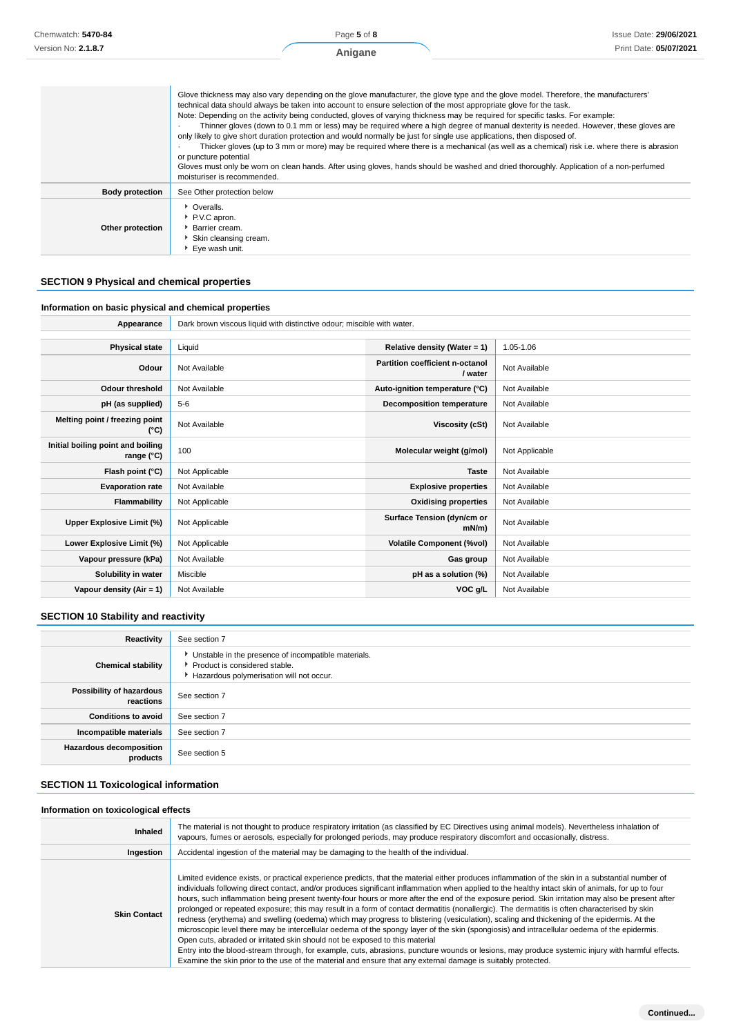| | |
|---|---|
| | Glove thickness may also vary depending on the glove manufacturer, the glove type and the glove model. Therefore, the manufacturers' technical data should always be taken into account to ensure selection of the most appropriate glove for the task.<br>Note: Depending on the activity being conducted, gloves of varying thickness may be required for specific tasks. For example:<br>· Thinner gloves (down to 0.1 mm or less) may be required where a high degree of manual dexterity is needed. However, these gloves are only likely to give short duration protection and would normally be just for single use applications, then disposed of.<br>· Thicker gloves (up to 3 mm or more) may be required where there is a mechanical (as well as a chemical) risk i.e. where there is abrasion or puncture potential<br>Gloves must only be worn on clean hands. After using gloves, hands should be washed and dried thoroughly. Application of a non-perfumed moisturiser is recommended. |
| **Body protection** | See Other protection below |
| **Other protection** | ‣ Overalls.<br>‣ P.V.C apron.<br>‣ Barrier cream.<br>‣ Skin cleansing cream.<br>‣ Eye wash unit. |

## SECTION 9 Physical and chemical properties

### Information on basic physical and chemical properties

| | | | |
|---|---|---|---|
| **Appearance** | Dark brown viscous liquid with distinctive odour; miscible with water. | | |
| **Physical state** | Liquid | **Relative density (Water = 1)** | 1.05-1.06 |
| **Odour** | Not Available | **Partition coefficient n-octanol / water** | Not Available |
| **Odour threshold** | Not Available | **Auto-ignition temperature (°C)** | Not Available |
| **pH (as supplied)** | 5-6 | **Decomposition temperature** | Not Available |
| **Melting point / freezing point (°C)** | Not Available | **Viscosity (cSt)** | Not Available |
| **Initial boiling point and boiling range (°C)** | 100 | **Molecular weight (g/mol)** | Not Applicable |
| **Flash point (°C)** | Not Applicable | **Taste** | Not Available |
| **Evaporation rate** | Not Available | **Explosive properties** | Not Available |
| **Flammability** | Not Applicable | **Oxidising properties** | Not Available |
| **Upper Explosive Limit (%)** | Not Applicable | **Surface Tension (dyn/cm or mN/m)** | Not Available |
| **Lower Explosive Limit (%)** | Not Applicable | **Volatile Component (%vol)** | Not Available |
| **Vapour pressure (kPa)** | Not Available | **Gas group** | Not Available |
| **Solubility in water** | Miscible | **pH as a solution (%)** | Not Available |
| **Vapour density (Air = 1)** | Not Available | **VOC g/L** | Not Available |

## SECTION 10 Stability and reactivity

| | |
|---|---|
| **Reactivity** | See section 7 |
| **Chemical stability** | ‣ Unstable in the presence of incompatible materials.<br>‣ Product is considered stable.<br>‣ Hazardous polymerisation will not occur. |
| **Possibility of hazardous reactions** | See section 7 |
| **Conditions to avoid** | See section 7 |
| **Incompatible materials** | See section 7 |
| **Hazardous decomposition products** | See section 5 |

## SECTION 11 Toxicological information

### Information on toxicological effects

| | |
|---|---|
| **Inhaled** | The material is not thought to produce respiratory irritation (as classified by EC Directives using animal models). Nevertheless inhalation of vapours, fumes or aerosols, especially for prolonged periods, may produce respiratory discomfort and occasionally, distress. |
| **Ingestion** | Accidental ingestion of the material may be damaging to the health of the individual. |
| **Skin Contact** | Limited evidence exists, or practical experience predicts, that the material either produces inflammation of the skin in a substantial number of individuals following direct contact, and/or produces significant inflammation when applied to the healthy intact skin of animals, for up to four hours, such inflammation being present twenty-four hours or more after the end of the exposure period. Skin irritation may also be present after prolonged or repeated exposure; this may result in a form of contact dermatitis (nonallergic). The dermatitis is often characterised by skin redness (erythema) and swelling (oedema) which may progress to blistering (vesiculation), scaling and thickening of the epidermis. At the microscopic level there may be intercellular oedema of the spongy layer of the skin (spongiosis) and intracellular oedema of the epidermis.<br>Open cuts, abraded or irritated skin should not be exposed to this material<br>Entry into the blood-stream through, for example, cuts, abrasions, puncture wounds or lesions, may produce systemic injury with harmful effects. Examine the skin prior to the use of the material and ensure that any external damage is suitably protected. |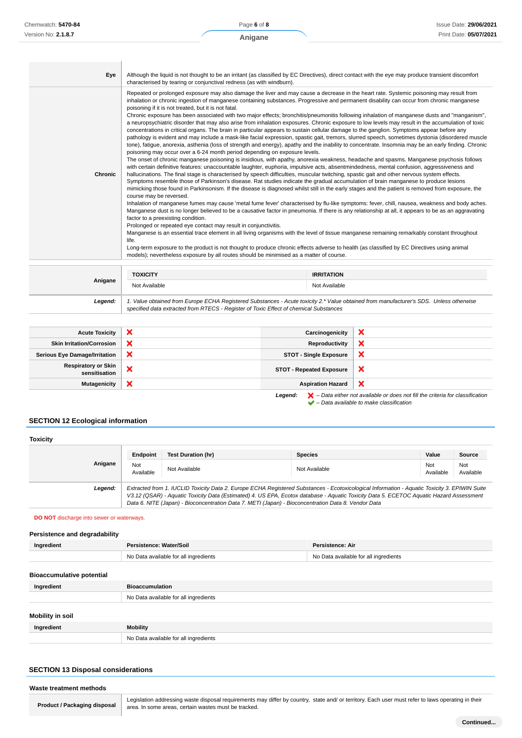| | |
|---|---|
| **Eye** | Although the liquid is not thought to be an irritant (as classified by EC Directives), direct contact with the eye may produce transient discomfort characterised by tearing or conjunctival redness (as with windburn). |
| **Chronic** | Repeated or prolonged exposure may also damage the liver and may cause a decrease in the heart rate. Systemic poisoning may result from inhalation or chronic ingestion of manganese containing substances. Progressive and permanent disability can occur from chronic manganese poisoning if it is not treated, but it is not fatal.<br>Chronic exposure has been associated with two major effects; bronchitis/pneumonitis following inhalation of manganese dusts and "manganism", a neuropsychiatric disorder that may also arise from inhalation exposures. Chronic exposure to low levels may result in the accumulation of toxic concentrations in critical organs. The brain in particular appears to sustain cellular damage to the ganglion. Symptoms appear before any pathology is evident and may include a mask-like facial expression, spastic gait, tremors, slurred speech, sometimes dystonia (disordered muscle tone), fatigue, anorexia, asthenia (loss of strength and energy), apathy and the inability to concentrate. Insomnia may be an early finding. Chronic poisoning may occur over a 6-24 month period depending on exposure levels.<br>The onset of chronic manganese poisoning is insidious, with apathy, anorexia weakness, headache and spasms. Manganese psychosis follows with certain definitive features: unaccountable laughter, euphoria, impulsive acts, absentmindedness, mental confusion, aggressiveness and hallucinations. The final stage is characterised by speech difficulties, muscular twitching, spastic gait and other nervous system effects. Symptoms resemble those of Parkinson's disease. Rat studies indicate the gradual accumulation of brain manganese to produce lesions mimicking those found in Parkinsonism. If the disease is diagnosed whilst still in the early stages and the patient is removed from exposure, the course may be reversed.<br>Inhalation of manganese fumes may cause 'metal fume fever' characterised by flu-like symptoms: fever, chill, nausea, weakness and body aches. Manganese dust is no longer believed to be a causative factor in pneumonia. If there is any relationship at all, it appears to be as an aggravating factor to a preexisting condition.<br>Prolonged or repeated eye contact may result in conjunctivitis.<br>Manganese is an essential trace element in all living organisms with the level of tissue manganese remaining remarkably constant throughout life.<br>Long-term exposure to the product is not thought to produce chronic effects adverse to health (as classified by EC Directives using animal models); nevertheless exposure by all routes should be minimised as a matter of course. |

| | TOXICITY | IRRITATION |
|---|---|---|
| **Anigane** | Not Available | Not Available |

***Legend:*** *1. Value obtained from Europe ECHA Registered Substances - Acute toxicity 2.* Value obtained from manufacturer's SDS. Unless otherwise specified data extracted from RTECS - Register of Toxic Effect of chemical Substances*

| | | | |
|---|---|---|---|
| **Acute Toxicity** | ✘ | **Carcinogenicity** | ✘ |
| **Skin Irritation/Corrosion** | ✘ | **Reproductivity** | ✘ |
| **Serious Eye Damage/Irritation** | ✘ | **STOT - Single Exposure** | ✘ |
| **Respiratory or Skin sensitisation** | ✘ | **STOT - Repeated Exposure** | ✘ |
| **Mutagenicity** | ✘ | **Aspiration Hazard** | ✘ |

***Legend:*** ✘ *– Data either not available or does not fill the criteria for classification*
✔ *– Data available to make classification*

## SECTION 12 Ecological information

### Toxicity

| | Endpoint | Test Duration (hr) | Species | Value | Source |
|---|---|---|---|---|---|
| **Anigane** | Not Available | Not Available | Not Available | Not Available | Not Available |

***Legend:*** *Extracted from 1. IUCLID Toxicity Data 2. Europe ECHA Registered Substances - Ecotoxicological Information - Aquatic Toxicity 3. EPIWIN Suite V3.12 (QSAR) - Aquatic Toxicity Data (Estimated) 4. US EPA, Ecotox database - Aquatic Toxicity Data 5. ECETOC Aquatic Hazard Assessment Data 6. NITE (Japan) - Bioconcentration Data 7. METI (Japan) - Bioconcentration Data 8. Vendor Data*

**DO NOT** discharge into sewer or waterways.

### Persistence and degradability

| Ingredient | Persistence: Water/Soil | Persistence: Air |
|---|---|---|
| | No Data available for all ingredients | No Data available for all ingredients |

### Bioaccumulative potential

| Ingredient | Bioaccumulation |
|---|---|
| | No Data available for all ingredients |

### Mobility in soil

| Ingredient | Mobility |
|---|---|
| | No Data available for all ingredients |

## SECTION 13 Disposal considerations

### Waste treatment methods

| | |
|---|---|
| **Product / Packaging disposal** | Legislation addressing waste disposal requirements may differ by country, state and/ or territory. Each user must refer to laws operating in their area. In some areas, certain wastes must be tracked. |

**Continued...**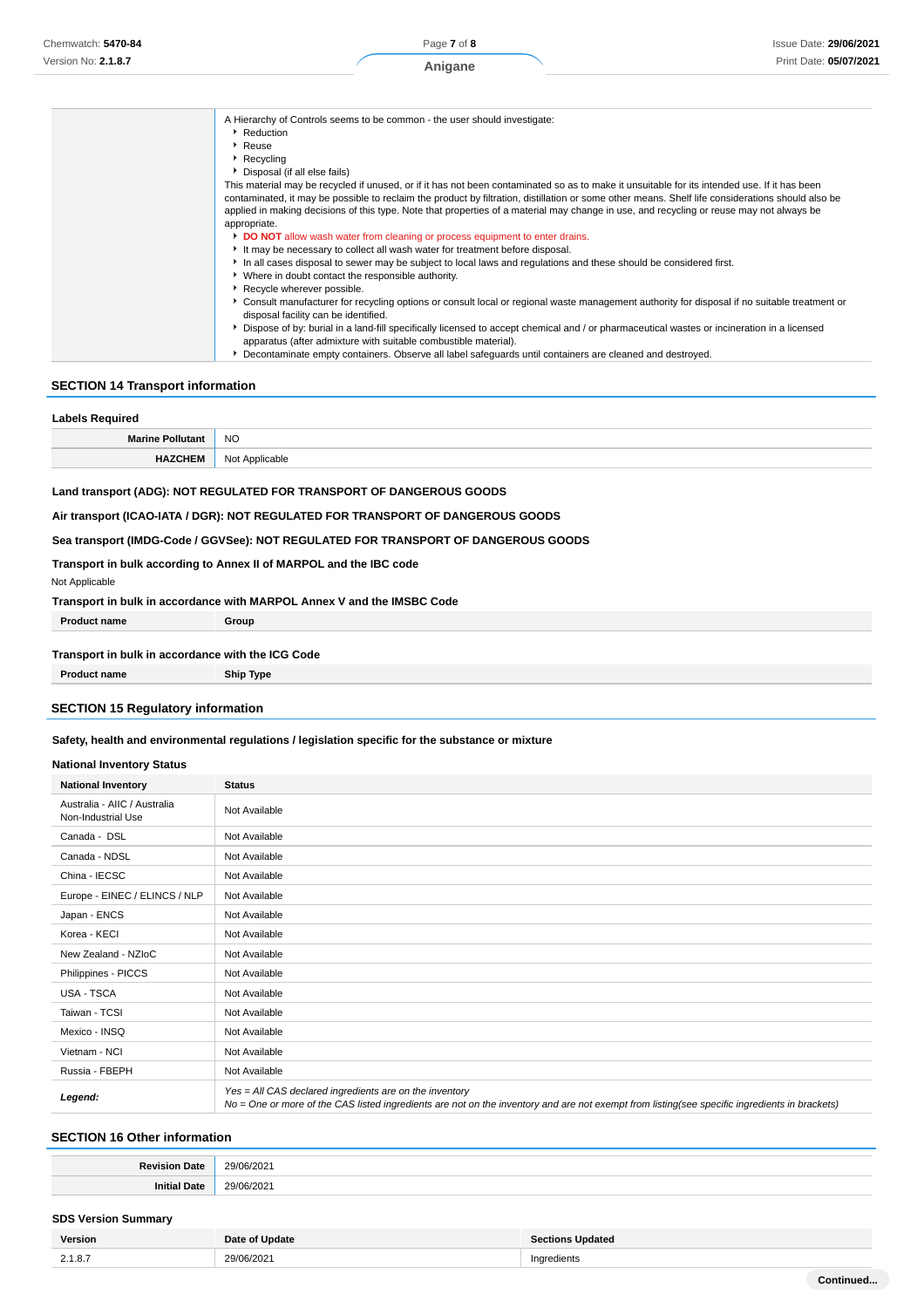| | |
|---|---|
| | A Hierarchy of Controls seems to be common - the user should investigate:<br>▸ Reduction<br>▸ Reuse<br>▸ Recycling<br>▸ Disposal (if all else fails)<br>This material may be recycled if unused, or if it has not been contaminated so as to make it unsuitable for its intended use. If it has been contaminated, it may be possible to reclaim the product by filtration, distillation or some other means. Shelf life considerations should also be applied in making decisions of this type. Note that properties of a material may change in use, and recycling or reuse may not always be appropriate.<br>▸ **DO NOT** allow wash water from cleaning or process equipment to enter drains.<br>▸ It may be necessary to collect all wash water for treatment before disposal.<br>▸ In all cases disposal to sewer may be subject to local laws and regulations and these should be considered first.<br>▸ Where in doubt contact the responsible authority.<br>▸ Recycle wherever possible.<br>▸ Consult manufacturer for recycling options or consult local or regional waste management authority for disposal if no suitable treatment or disposal facility can be identified.<br>▸ Dispose of by: burial in a land-fill specifically licensed to accept chemical and / or pharmaceutical wastes or incineration in a licensed apparatus (after admixture with suitable combustible material).<br>▸ Decontaminate empty containers. Observe all label safeguards until containers are cleaned and destroyed. |

## SECTION 14 Transport information

### Labels Required

| | |
|---|---|
| **Marine Pollutant** | NO |
| **HAZCHEM** | Not Applicable |

**Land transport (ADG): NOT REGULATED FOR TRANSPORT OF DANGEROUS GOODS**

**Air transport (ICAO-IATA / DGR): NOT REGULATED FOR TRANSPORT OF DANGEROUS GOODS**

**Sea transport (IMDG-Code / GGVSee): NOT REGULATED FOR TRANSPORT OF DANGEROUS GOODS**

**Transport in bulk according to Annex II of MARPOL and the IBC code**

Not Applicable

**Transport in bulk in accordance with MARPOL Annex V and the IMSBC Code**

| Product name | Group |
|---|---|

**Transport in bulk in accordance with the ICG Code**

| Product name | Ship Type |
|---|---|

## SECTION 15 Regulatory information

**Safety, health and environmental regulations / legislation specific for the substance or mixture**

### National Inventory Status

| National Inventory | Status |
|---|---|
| Australia - AIIC / Australia Non-Industrial Use | Not Available |
| Canada - DSL | Not Available |
| Canada - NDSL | Not Available |
| China - IECSC | Not Available |
| Europe - EINEC / ELINCS / NLP | Not Available |
| Japan - ENCS | Not Available |
| Korea - KECI | Not Available |
| New Zealand - NZIoC | Not Available |
| Philippines - PICCS | Not Available |
| USA - TSCA | Not Available |
| Taiwan - TCSI | Not Available |
| Mexico - INSQ | Not Available |
| Vietnam - NCI | Not Available |
| Russia - FBEPH | Not Available |
| ***Legend:*** | *Yes = All CAS declared ingredients are on the inventory*<br>*No = One or more of the CAS listed ingredients are not on the inventory and are not exempt from listing(see specific ingredients in brackets)* |

## SECTION 16 Other information

| | |
|---|---|
| **Revision Date** | 29/06/2021 |
| **Initial Date** | 29/06/2021 |

### SDS Version Summary

| Version | Date of Update | Sections Updated |
|---|---|---|
| 2.1.8.7 | 29/06/2021 | Ingredients |

**Continued...**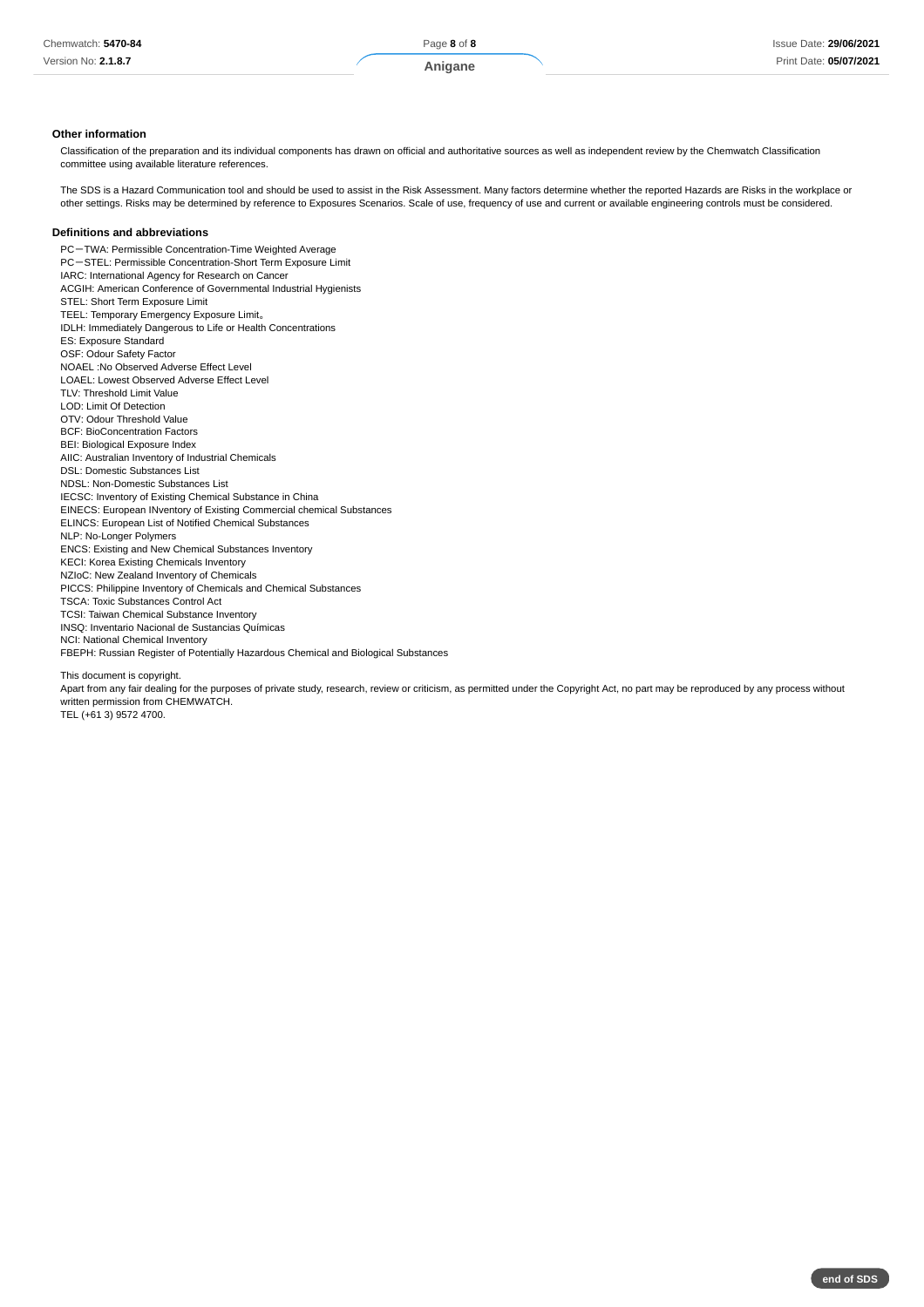### Other information

Classification of the preparation and its individual components has drawn on official and authoritative sources as well as independent review by the Chemwatch Classification committee using available literature references.

The SDS is a Hazard Communication tool and should be used to assist in the Risk Assessment. Many factors determine whether the reported Hazards are Risks in the workplace or other settings. Risks may be determined by reference to Exposures Scenarios. Scale of use, frequency of use and current or available engineering controls must be considered.

### Definitions and abbreviations

PC－TWA: Permissible Concentration-Time Weighted Average
PC－STEL: Permissible Concentration-Short Term Exposure Limit
IARC: International Agency for Research on Cancer
ACGIH: American Conference of Governmental Industrial Hygienists
STEL: Short Term Exposure Limit
TEEL: Temporary Emergency Exposure Limit。
IDLH: Immediately Dangerous to Life or Health Concentrations
ES: Exposure Standard
OSF: Odour Safety Factor
NOAEL :No Observed Adverse Effect Level
LOAEL: Lowest Observed Adverse Effect Level
TLV: Threshold Limit Value
LOD: Limit Of Detection
OTV: Odour Threshold Value
BCF: BioConcentration Factors
BEI: Biological Exposure Index
AIIC: Australian Inventory of Industrial Chemicals
DSL: Domestic Substances List
NDSL: Non-Domestic Substances List
IECSC: Inventory of Existing Chemical Substance in China
EINECS: European INventory of Existing Commercial chemical Substances
ELINCS: European List of Notified Chemical Substances
NLP: No-Longer Polymers
ENCS: Existing and New Chemical Substances Inventory
KECI: Korea Existing Chemicals Inventory
NZIoC: New Zealand Inventory of Chemicals
PICCS: Philippine Inventory of Chemicals and Chemical Substances
TSCA: Toxic Substances Control Act
TCSI: Taiwan Chemical Substance Inventory
INSQ: Inventario Nacional de Sustancias Químicas
NCI: National Chemical Inventory
FBEPH: Russian Register of Potentially Hazardous Chemical and Biological Substances

This document is copyright.
Apart from any fair dealing for the purposes of private study, research, review or criticism, as permitted under the Copyright Act, no part may be reproduced by any process without written permission from CHEMWATCH.
TEL (+61 3) 9572 4700.

end of SDS